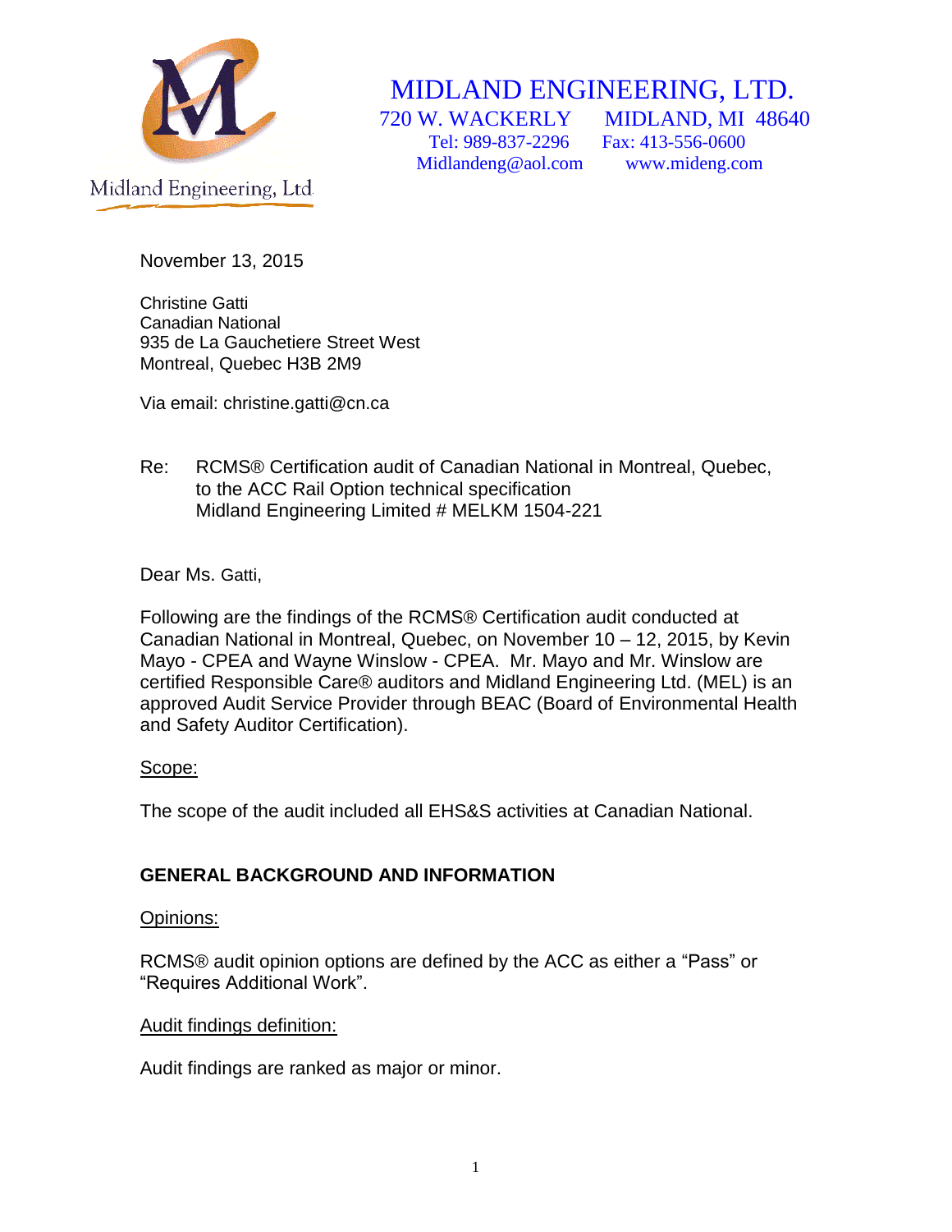Midland Engineering, Ltd

# MIDLAND ENGINEERING, LTD.

720 W. WACKERLY MIDLAND, MI 48640
Tel: 989-837-2296 Fax: 413-556-0600
Midlandeng@aol.com www.mideng.com

November 13, 2015

Christine Gatti
Canadian National
935 de La Gauchetiere Street West
Montreal, Quebec H3B 2M9

Via email: christine.gatti@cn.ca

Re: RCMS® Certification audit of Canadian National in Montreal, Quebec, to the ACC Rail Option technical specification
Midland Engineering Limited # MELKM 1504-221

Dear Ms. Gatti,

Following are the findings of the RCMS® Certification audit conducted at Canadian National in Montreal, Quebec, on November 10 – 12, 2015, by Kevin Mayo - CPEA and Wayne Winslow - CPEA. Mr. Mayo and Mr. Winslow are certified Responsible Care® auditors and Midland Engineering Ltd. (MEL) is an approved Audit Service Provider through BEAC (Board of Environmental Health and Safety Auditor Certification).

Scope:

The scope of the audit included all EHS&S activities at Canadian National.

## GENERAL BACKGROUND AND INFORMATION

Opinions:

RCMS® audit opinion options are defined by the ACC as either a "Pass" or "Requires Additional Work".

Audit findings definition:

Audit findings are ranked as major or minor.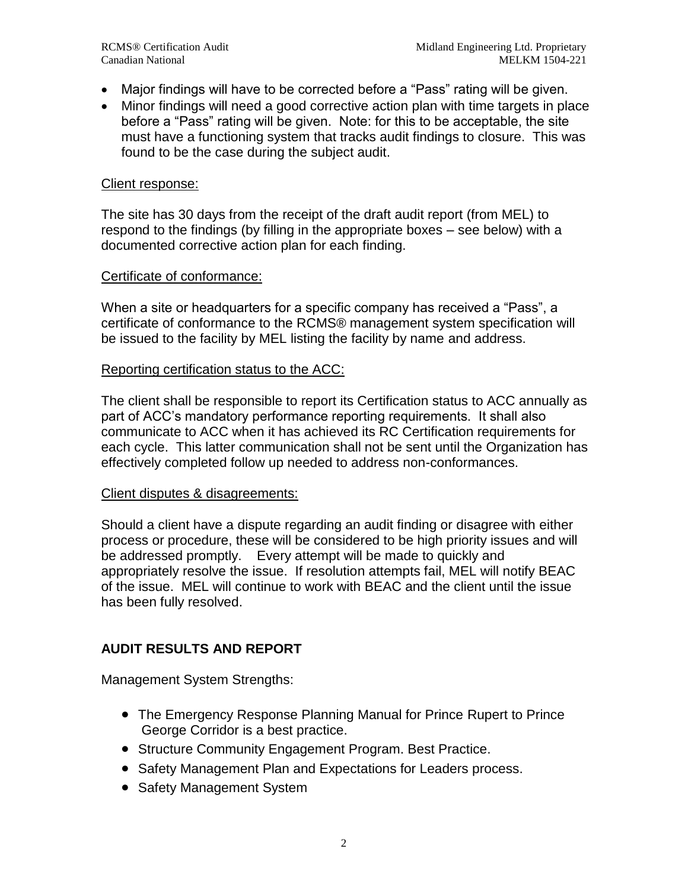- Major findings will have to be corrected before a “Pass” rating will be given.
- Minor findings will need a good corrective action plan with time targets in place before a “Pass” rating will be given. Note: for this to be acceptable, the site must have a functioning system that tracks audit findings to closure. This was found to be the case during the subject audit.

Client response:

The site has 30 days from the receipt of the draft audit report (from MEL) to respond to the findings (by filling in the appropriate boxes – see below) with a documented corrective action plan for each finding.

Certificate of conformance:

When a site or headquarters for a specific company has received a “Pass”, a certificate of conformance to the RCMS® management system specification will be issued to the facility by MEL listing the facility by name and address.

Reporting certification status to the ACC:

The client shall be responsible to report its Certification status to ACC annually as part of ACC’s mandatory performance reporting requirements. It shall also communicate to ACC when it has achieved its RC Certification requirements for each cycle. This latter communication shall not be sent until the Organization has effectively completed follow up needed to address non-conformances.

Client disputes & disagreements:

Should a client have a dispute regarding an audit finding or disagree with either process or procedure, these will be considered to be high priority issues and will be addressed promptly. Every attempt will be made to quickly and appropriately resolve the issue. If resolution attempts fail, MEL will notify BEAC of the issue. MEL will continue to work with BEAC and the client until the issue has been fully resolved.

## AUDIT RESULTS AND REPORT

Management System Strengths:

- The Emergency Response Planning Manual for Prince Rupert to Prince George Corridor is a best practice.
- Structure Community Engagement Program. Best Practice.
- Safety Management Plan and Expectations for Leaders process.
- Safety Management System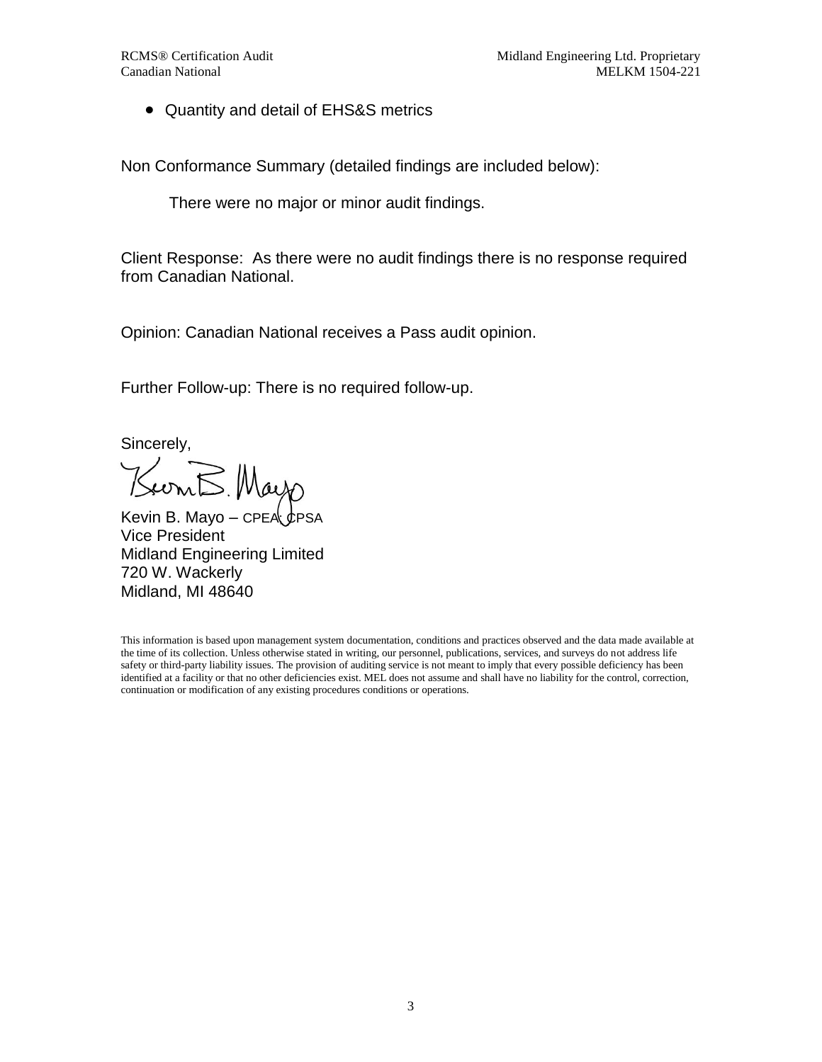- Quantity and detail of EHS&S metrics

Non Conformance Summary (detailed findings are included below):

There were no major or minor audit findings.

Client Response: As there were no audit findings there is no response required from Canadian National.

Opinion: Canadian National receives a Pass audit opinion.

Further Follow-up: There is no required follow-up.

Sincerely,

Kevin B. Mayo – CPEA; CPSA
Vice President
Midland Engineering Limited
720 W. Wackerly
Midland, MI 48640

This information is based upon management system documentation, conditions and practices observed and the data made available at the time of its collection. Unless otherwise stated in writing, our personnel, publications, services, and surveys do not address life safety or third-party liability issues. The provision of auditing service is not meant to imply that every possible deficiency has been identified at a facility or that no other deficiencies exist. MEL does not assume and shall have no liability for the control, correction, continuation or modification of any existing procedures conditions or operations.